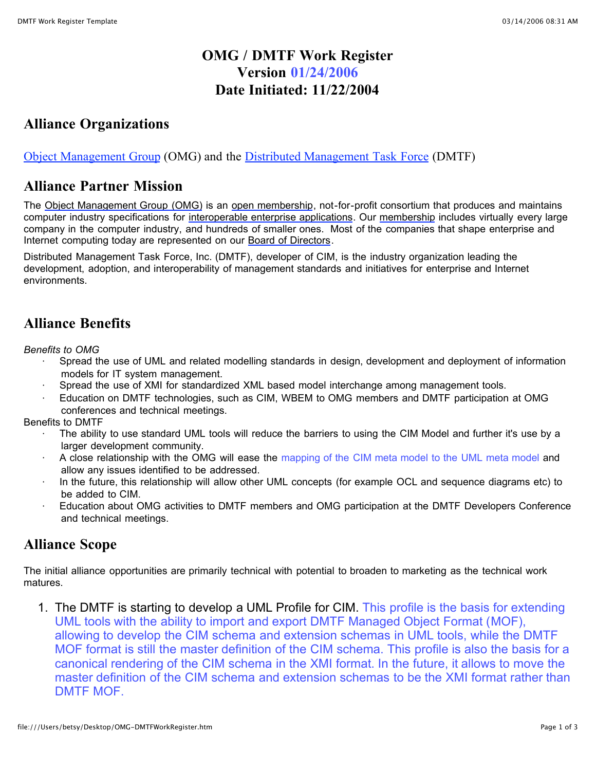# OMG / DMTF Work Register
# Version 01/24/2006
# Date Initiated: 11/22/2004

## Alliance Organizations

Object Management Group (OMG) and the Distributed Management Task Force (DMTF)

## Alliance Partner Mission

The Object Management Group (OMG) is an open membership, not-for-profit consortium that produces and maintains computer industry specifications for interoperable enterprise applications. Our membership includes virtually every large company in the computer industry, and hundreds of smaller ones. Most of the companies that shape enterprise and Internet computing today are represented on our Board of Directors.

Distributed Management Task Force, Inc. (DMTF), developer of CIM, is the industry organization leading the development, adoption, and interoperability of management standards and initiatives for enterprise and Internet environments.

## Alliance Benefits

*Benefits to OMG*

- Spread the use of UML and related modelling standards in design, development and deployment of information models for IT system management.
- Spread the use of XMI for standardized XML based model interchange among management tools.
- Education on DMTF technologies, such as CIM, WBEM to OMG members and DMTF participation at OMG conferences and technical meetings.

Benefits to DMTF

- The ability to use standard UML tools will reduce the barriers to using the CIM Model and further it's use by a larger development community.
- A close relationship with the OMG will ease the mapping of the CIM meta model to the UML meta model and allow any issues identified to be addressed.
- In the future, this relationship will allow other UML concepts (for example OCL and sequence diagrams etc) to be added to CIM.
- Education about OMG activities to DMTF members and OMG participation at the DMTF Developers Conference and technical meetings.

## Alliance Scope

The initial alliance opportunities are primarily technical with potential to broaden to marketing as the technical work matures.

1. The DMTF is starting to develop a UML Profile for CIM. This profile is the basis for extending UML tools with the ability to import and export DMTF Managed Object Format (MOF), allowing to develop the CIM schema and extension schemas in UML tools, while the DMTF MOF format is still the master definition of the CIM schema. This profile is also the basis for a canonical rendering of the CIM schema in the XMI format. In the future, it allows to move the master definition of the CIM schema and extension schemas to be the XMI format rather than DMTF MOF.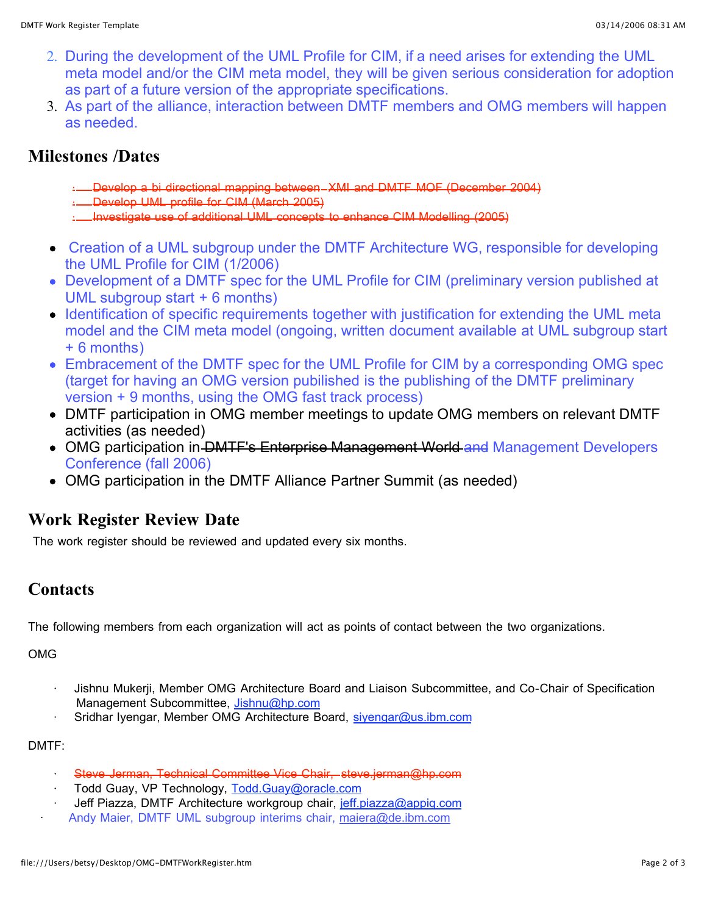2. During the development of the UML Profile for CIM, if a need arises for extending the UML meta model and/or the CIM meta model, they will be given serious consideration for adoption as part of a future version of the appropriate specifications.
3. As part of the alliance, interaction between DMTF members and OMG members will happen as needed.

## Milestones /Dates

- ~~Develop a bi-directional mapping between XMI and DMTF MOF (December 2004)~~
- ~~Develop UML profile for CIM (March 2005)~~
- ~~Investigate use of additional UML concepts to enhance CIM Modelling (2005)~~

- Creation of a UML subgroup under the DMTF Architecture WG, responsible for developing the UML Profile for CIM (1/2006)
- Development of a DMTF spec for the UML Profile for CIM (preliminary version published at UML subgroup start + 6 months)
- Identification of specific requirements together with justification for extending the UML meta model and the CIM meta model (ongoing, written document available at UML subgroup start + 6 months)
- Embracement of the DMTF spec for the UML Profile for CIM by a corresponding OMG spec (target for having an OMG version pubilished is the publishing of the DMTF preliminary version + 9 months, using the OMG fast track process)
- DMTF participation in OMG member meetings to update OMG members on relevant DMTF activities (as needed)
- OMG participation in ~~DMTF's Enterprise Management World~~ ~~and~~ Management Developers Conference (fall 2006)
- OMG participation in the DMTF Alliance Partner Summit (as needed)

## Work Register Review Date

The work register should be reviewed and updated every six months.

## Contacts

The following members from each organization will act as points of contact between the two organizations.

OMG

- Jishnu Mukerji, Member OMG Architecture Board and Liaison Subcommittee, and Co-Chair of Specification Management Subcommittee, Jishnu@hp.com
- Sridhar Iyengar, Member OMG Architecture Board, siyengar@us.ibm.com

DMTF:

- ~~Steve Jerman, Technical Committee Vice Chair, steve.jerman@hp.com~~
- Todd Guay, VP Technology, Todd.Guay@oracle.com
- Jeff Piazza, DMTF Architecture workgroup chair, jeff.piazza@appiq.com
- Andy Maier, DMTF UML subgroup interims chair, maiera@de.ibm.com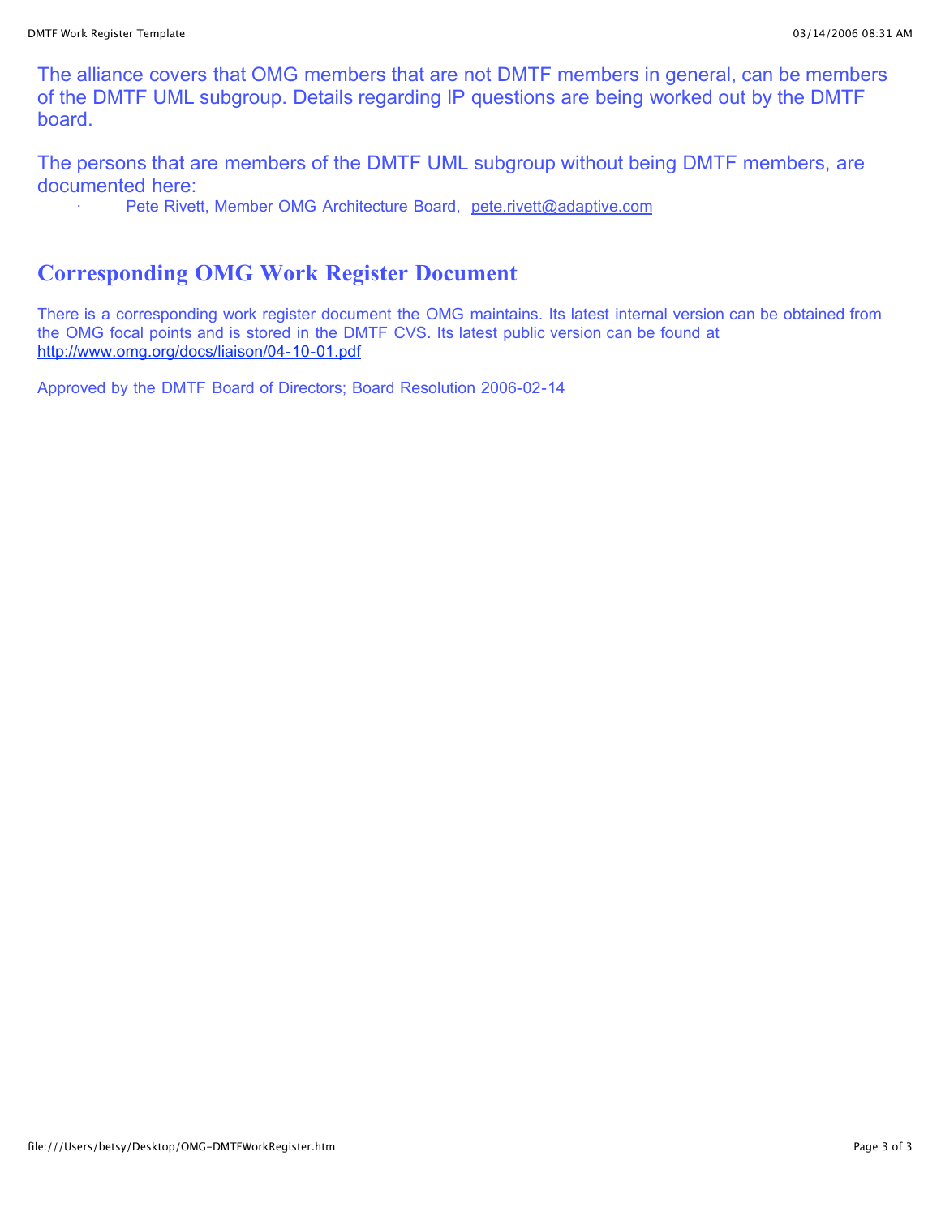The alliance covers that OMG members that are not DMTF members in general, can be members of the DMTF UML subgroup. Details regarding IP questions are being worked out by the DMTF board.

The persons that are members of the DMTF UML subgroup without being DMTF members, are documented here:

- Pete Rivett, Member OMG Architecture Board, pete.rivett@adaptive.com

## Corresponding OMG Work Register Document

There is a corresponding work register document the OMG maintains. Its latest internal version can be obtained from the OMG focal points and is stored in the DMTF CVS. Its latest public version can be found at http://www.omg.org/docs/liaison/04-10-01.pdf

Approved by the DMTF Board of Directors; Board Resolution 2006-02-14